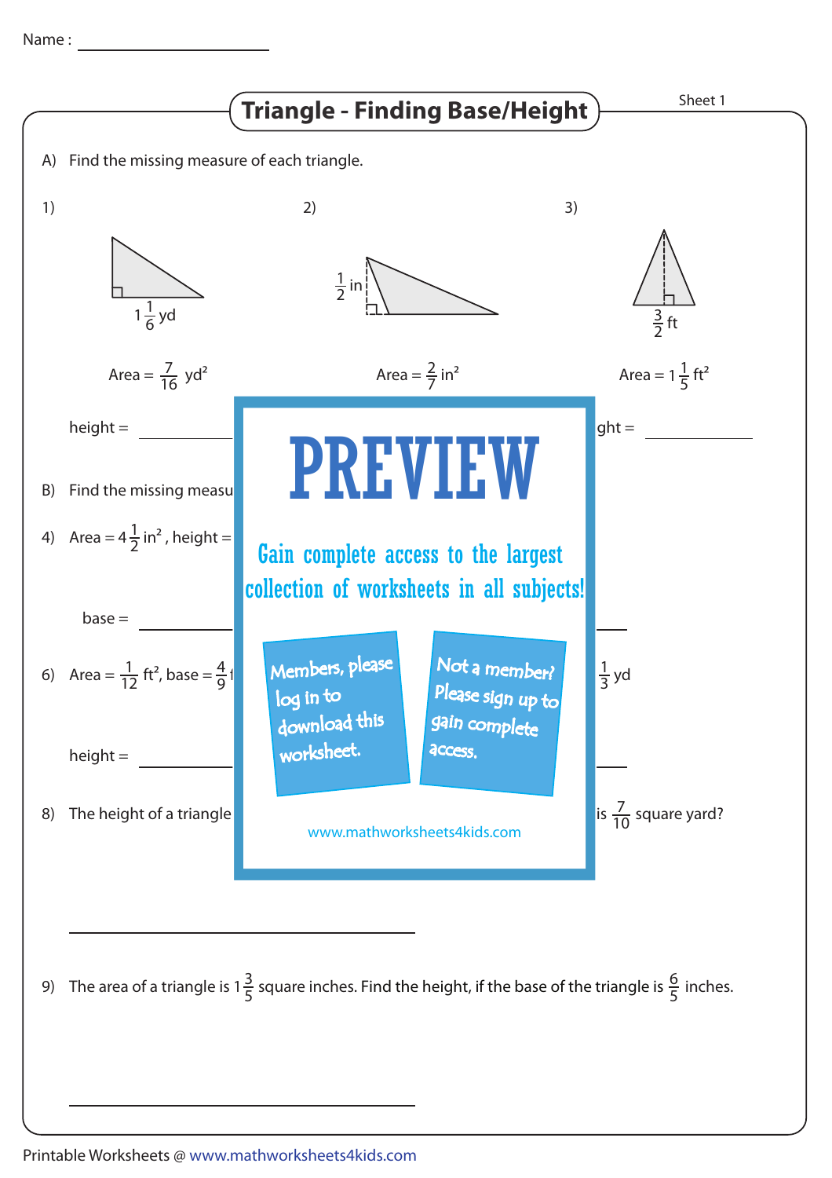Name : ____________________

# Triangle - Finding Base/Height

Sheet 1

A) Find the missing measure of each triangle.

1) $1\frac{1}{6}$ yd

Area = $\frac{7}{16}$ yd²

height = ____________

2) $\frac{1}{2}$ in

Area = $\frac{2}{7}$ in²

3) $\frac{3}{2}$ ft

Area = $1\frac{1}{5}$ ft²

ght = ____________

B) Find the missing measu

4) Area = $4\frac{1}{2}$ in², height =

base = ____________

6) Area = $\frac{1}{12}$ ft², base = $\frac{4}{9}$ f

$\frac{1}{3}$ yd

height = ____________

8) The height of a triangle

is $\frac{7}{10}$ square yard?

____________________________________

9) The area of a triangle is $1\frac{3}{5}$ square inches. Find the height, if the base of the triangle is $\frac{6}{5}$ inches.

____________________________________

PREVIEW

Gain complete access to the largest collection of worksheets in all subjects!

Members, please log in to download this worksheet.

Not a member? Please sign up to gain complete access.

www.mathworksheets4kids.com

Printable Worksheets @ www.mathworksheets4kids.com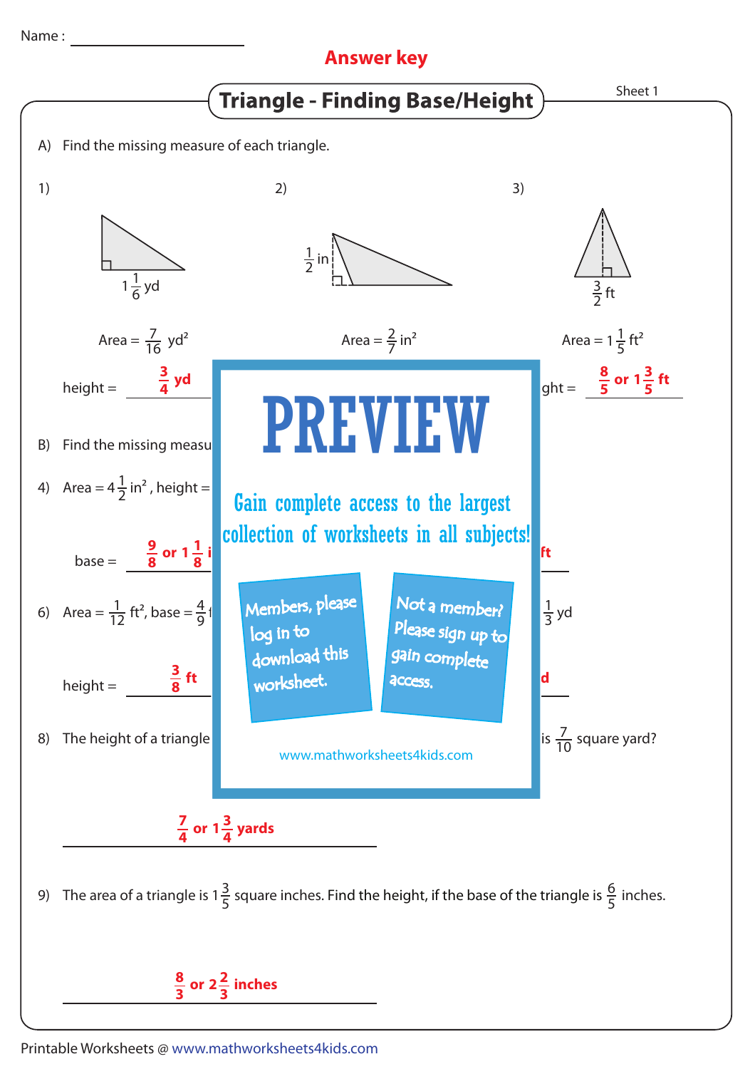Name :

**Answer key**

# Triangle - Finding Base/Height

Sheet 1

A) Find the missing measure of each triangle.

1) $1\frac{1}{6}$ yd

Area = $\frac{7}{16}$ yd²

height = $\frac{3}{4}$ yd

2) $\frac{1}{2}$ in

Area = $\frac{2}{7}$ in²

3) $\frac{3}{2}$ ft

Area = $1\frac{1}{5}$ ft²

ght = $\frac{8}{5}$ or $1\frac{3}{5}$ ft

B) Find the missing measu

4) Area = $4\frac{1}{2}$ in², height =

base = $\frac{9}{8}$ or $1\frac{1}{8}$ i

ft

6) Area = $\frac{1}{12}$ ft², base = $\frac{4}{9}$ f

$\frac{1}{3}$ yd

height = $\frac{3}{8}$ ft

d

8) The height of a triangle

is $\frac{7}{10}$ square yard?

$\frac{7}{4}$ or $1\frac{3}{4}$ yards

9) The area of a triangle is $1\frac{3}{5}$ square inches. Find the height, if the base of the triangle is $\frac{6}{5}$ inches.

$\frac{8}{3}$ or $2\frac{2}{3}$ inches

PREVIEW

Gain complete access to the largest collection of worksheets in all subjects!

Members, please log in to download this worksheet.

Not a member? Please sign up to gain complete access.

www.mathworksheets4kids.com

Printable Worksheets @ www.mathworksheets4kids.com